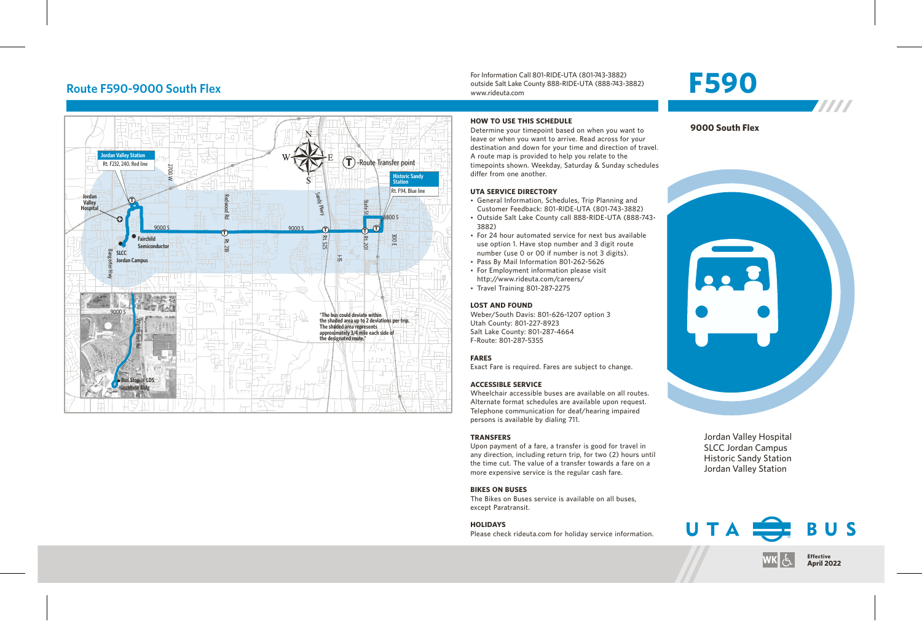# Route F590-9000 South Flex

For Information Call 801-RIDE-UTA (801-743-3882)
outside Salt Lake County 888-RIDE-UTA (888-743-3882)
www.rideuta.com

# F590

**9000 South Flex**

Jordan Valley Station
Rt. F232, 240, Red line

Historic Sandy Station
Rt. F94, Blue line

Jordan Valley Hospital

Fairchild Semiconductor

SLCC Jordan Campus

Bus Stop @ LDS Institute Bldg

Ⓣ -Route Transfer point

"The bus could deviate within the shaded area up to 2 deviations per trip. The shaded area represents approximately 3/4 mile each side of the designated route."

### HOW TO USE THIS SCHEDULE

Determine your timepoint based on when you want to leave or when you want to arrive. Read across for your destination and down for your time and direction of travel. A route map is provided to help you relate to the timepoints shown. Weekday, Saturday & Sunday schedules differ from one another.

### UTA SERVICE DIRECTORY

- General Information, Schedules, Trip Planning and Customer Feedback: 801-RIDE-UTA (801-743-3882)
- Outside Salt Lake County call 888-RIDE-UTA (888-743-3882)
- For 24 hour automated service for next bus available use option 1. Have stop number and 3 digit route number (use 0 or 00 if number is not 3 digits).
- Pass By Mail Information 801-262-5626
- For Employment information please visit http://www.rideuta.com/careers/
- Travel Training 801-287-2275

### LOST AND FOUND

Weber/South Davis: 801-626-1207 option 3
Utah County: 801-227-8923
Salt Lake County: 801-287-4664
F-Route: 801-287-5355

### FARES

Exact Fare is required. Fares are subject to change.

### ACCESSIBLE SERVICE

Wheelchair accessible buses are available on all routes. Alternate format schedules are available upon request. Telephone communication for deaf/hearing impaired persons is available by dialing 711.

### TRANSFERS

Upon payment of a fare, a transfer is good for travel in any direction, including return trip, for two (2) hours until the time cut. The value of a transfer towards a fare on a more expensive service is the regular cash fare.

### BIKES ON BUSES

The Bikes on Buses service is available on all buses, except Paratransit.

### HOLIDAYS

Please check rideuta.com for holiday service information.

Jordan Valley Hospital
SLCC Jordan Campus
Historic Sandy Station
Jordan Valley Station

UTA BUS

WK

**Effective April 2022**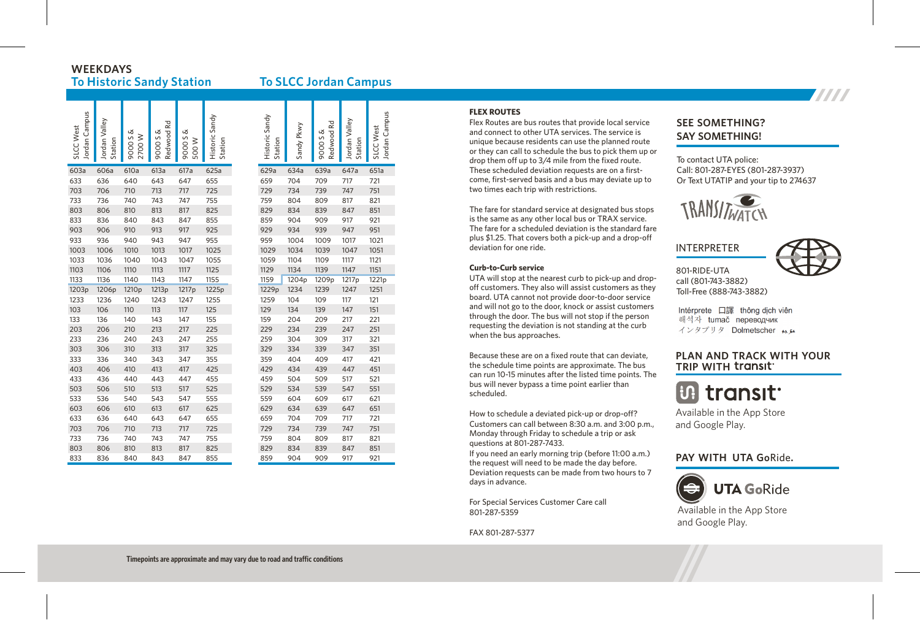## WEEKDAYS

### To Historic Sandy Station

| SLCC West Jordan Campus | Jordan Valley Station | 9000 S & 2700 W | 9000 S & Redwood Rd | 9000 S & 500 W | Historic Sandy Station |
|---|---|---|---|---|---|
| 603a | 606a | 610a | 613a | 617a | 625a |
| 633 | 636 | 640 | 643 | 647 | 655 |
| 703 | 706 | 710 | 713 | 717 | 725 |
| 733 | 736 | 740 | 743 | 747 | 755 |
| 803 | 806 | 810 | 813 | 817 | 825 |
| 833 | 836 | 840 | 843 | 847 | 855 |
| 903 | 906 | 910 | 913 | 917 | 925 |
| 933 | 936 | 940 | 943 | 947 | 955 |
| 1003 | 1006 | 1010 | 1013 | 1017 | 1025 |
| 1033 | 1036 | 1040 | 1043 | 1047 | 1055 |
| 1103 | 1106 | 1110 | 1113 | 1117 | 1125 |
| 1133 | 1136 | 1140 | 1143 | 1147 | 1155 |
| 1203p | 1206p | 1210p | 1213p | 1217p | 1225p |
| 1233 | 1236 | 1240 | 1243 | 1247 | 1255 |
| 103 | 106 | 110 | 113 | 117 | 125 |
| 133 | 136 | 140 | 143 | 147 | 155 |
| 203 | 206 | 210 | 213 | 217 | 225 |
| 233 | 236 | 240 | 243 | 247 | 255 |
| 303 | 306 | 310 | 313 | 317 | 325 |
| 333 | 336 | 340 | 343 | 347 | 355 |
| 403 | 406 | 410 | 413 | 417 | 425 |
| 433 | 436 | 440 | 443 | 447 | 455 |
| 503 | 506 | 510 | 513 | 517 | 525 |
| 533 | 536 | 540 | 543 | 547 | 555 |
| 603 | 606 | 610 | 613 | 617 | 625 |
| 633 | 636 | 640 | 643 | 647 | 655 |
| 703 | 706 | 710 | 713 | 717 | 725 |
| 733 | 736 | 740 | 743 | 747 | 755 |
| 803 | 806 | 810 | 813 | 817 | 825 |
| 833 | 836 | 840 | 843 | 847 | 855 |

### To SLCC Jordan Campus

| Historic Sandy Station | Sandy Pkwy | 9000 S & Redwood Rd | Jordan Valley Station | SLCC West Jordan Campus |
|---|---|---|---|---|
| 629a | 634a | 639a | 647a | 651a |
| 659 | 704 | 709 | 717 | 721 |
| 729 | 734 | 739 | 747 | 751 |
| 759 | 804 | 809 | 817 | 821 |
| 829 | 834 | 839 | 847 | 851 |
| 859 | 904 | 909 | 917 | 921 |
| 929 | 934 | 939 | 947 | 951 |
| 959 | 1004 | 1009 | 1017 | 1021 |
| 1029 | 1034 | 1039 | 1047 | 1051 |
| 1059 | 1104 | 1109 | 1117 | 1121 |
| 1129 | 1134 | 1139 | 1147 | 1151 |
| 1159 | 1204p | 1209p | 1217p | 1221p |
| 1229p | 1234 | 1239 | 1247 | 1251 |
| 1259 | 104 | 109 | 117 | 121 |
| 129 | 134 | 139 | 147 | 151 |
| 159 | 204 | 209 | 217 | 221 |
| 229 | 234 | 239 | 247 | 251 |
| 259 | 304 | 309 | 317 | 321 |
| 329 | 334 | 339 | 347 | 351 |
| 359 | 404 | 409 | 417 | 421 |
| 429 | 434 | 439 | 447 | 451 |
| 459 | 504 | 509 | 517 | 521 |
| 529 | 534 | 539 | 547 | 551 |
| 559 | 604 | 609 | 617 | 621 |
| 629 | 634 | 639 | 647 | 651 |
| 659 | 704 | 709 | 717 | 721 |
| 729 | 734 | 739 | 747 | 751 |
| 759 | 804 | 809 | 817 | 821 |
| 829 | 834 | 839 | 847 | 851 |
| 859 | 904 | 909 | 917 | 921 |

Timepoints are approximate and may vary due to road and traffic conditions

**FLEX ROUTES**

Flex Routes are bus routes that provide local service and connect to other UTA services. The service is unique because residents can use the planned route or they can call to schedule the bus to pick them up or drop them off up to 3/4 mile from the fixed route. These scheduled deviation requests are on a first-come, first-served basis and a bus may deviate up to two times each trip with restrictions.

The fare for standard service at designated bus stops is the same as any other local bus or TRAX service. The fare for a scheduled deviation is the standard fare plus $1.25. That covers both a pick-up and a drop-off deviation for one ride.

**Curb-to-Curb service**

UTA will stop at the nearest curb to pick-up and drop-off customers. They will also assist customers as they board. UTA cannot not provide door-to-door service and will not go to the door, knock or assist customers through the door. The bus will not stop if the person requesting the deviation is not standing at the curb when the bus approaches.

Because these are on a fixed route that can deviate, the schedule time points are approximate. The bus can run 10-15 minutes after the listed time points. The bus will never bypass a time point earlier than scheduled.

How to schedule a deviated pick-up or drop-off? Customers can call between 8:30 a.m. and 3:00 p.m., Monday through Friday to schedule a trip or ask questions at 801-287-7433.

If you need an early morning trip (before 11:00 a.m.) the request will need to be made the day before. Deviation requests can be made from two hours to 7 days in advance.

For Special Services Customer Care call 801-287-5359

FAX 801-287-5377

## SEE SOMETHING? SAY SOMETHING!

To contact UTA police:
Call: 801-287-EYES (801-287-3937)
Or Text UTATIP and your tip to 274637

TRANSITWATCH

## INTERPRETER

801-RIDE-UTA
call (801-743-3882)
Toll-Free (888-743-3882)

Intérprete 口譯 thông dịch viên 해석자 tumač переводчик インタプリタ Dolmetscher مترجم

## PLAN AND TRACK WITH YOUR TRIP WITH transit

transit

Available in the App Store and Google Play.

## PAY WITH UTA GoRide.

UTA GoRide

Available in the App Store and Google Play.